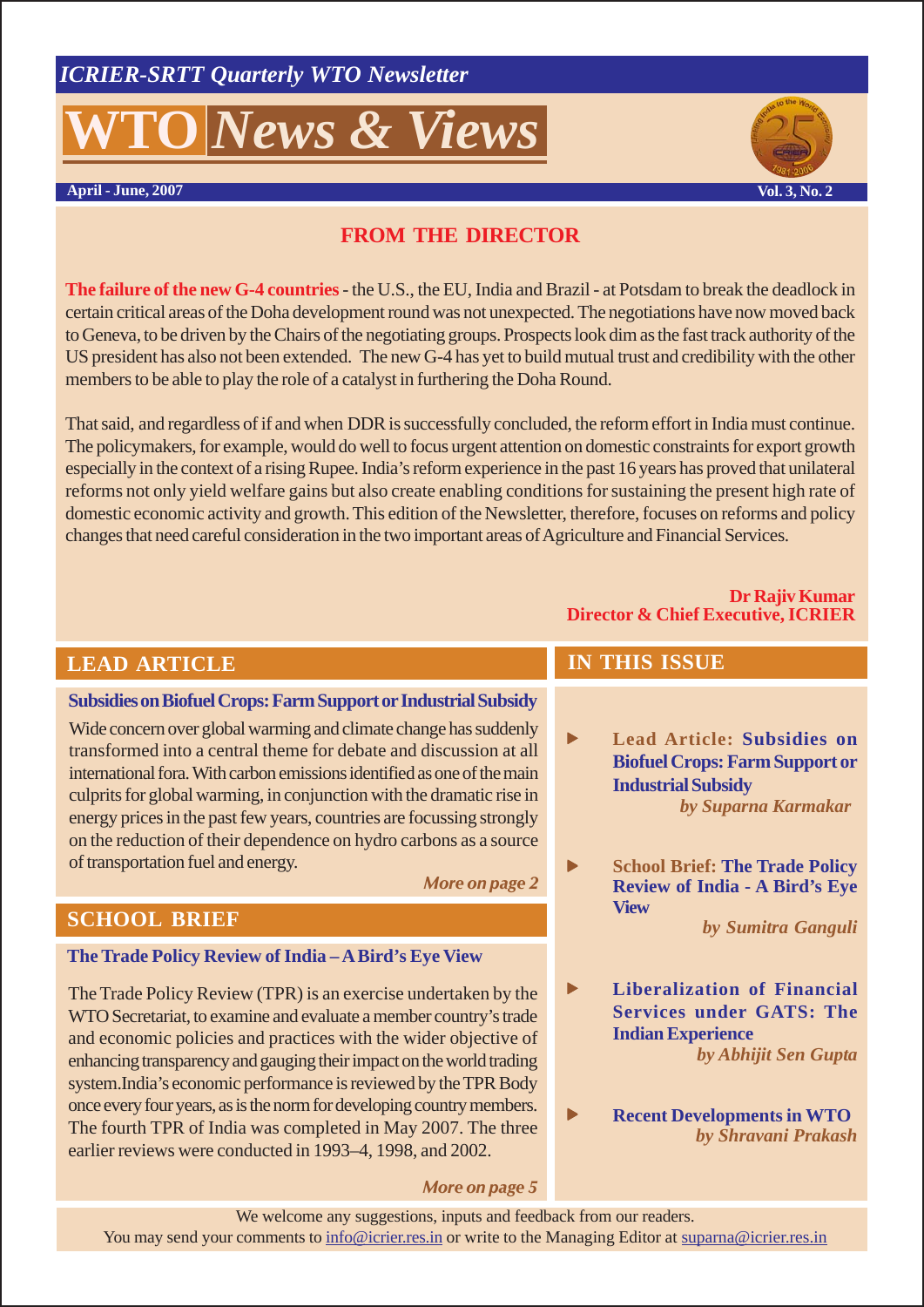*ICRIER-SRTT Quarterly WTO Newsletter*

# WTO *News & Views*

**April - June, 2007** **Vol. 3, No. 2**

## FROM THE DIRECTOR

**The failure of the new G-4 countries** - the U.S., the EU, India and Brazil - at Potsdam to break the deadlock in certain critical areas of the Doha development round was not unexpected. The negotiations have now moved back to Geneva, to be driven by the Chairs of the negotiating groups. Prospects look dim as the fast track authority of the US president has also not been extended. The new G-4 has yet to build mutual trust and credibility with the other members to be able to play the role of a catalyst in furthering the Doha Round.

That said, and regardless of if and when DDR is successfully concluded, the reform effort in India must continue. The policymakers, for example, would do well to focus urgent attention on domestic constraints for export growth especially in the context of a rising Rupee. India's reform experience in the past 16 years has proved that unilateral reforms not only yield welfare gains but also create enabling conditions for sustaining the present high rate of domestic economic activity and growth. This edition of the Newsletter, therefore, focuses on reforms and policy changes that need careful consideration in the two important areas of Agriculture and Financial Services.

**Dr Rajiv Kumar**
**Director & Chief Executive, ICRIER**

## LEAD ARTICLE

### Subsidies on Biofuel Crops: Farm Support or Industrial Subsidy

Wide concern over global warming and climate change has suddenly transformed into a central theme for debate and discussion at all international fora. With carbon emissions identified as one of the main culprits for global warming, in conjunction with the dramatic rise in energy prices in the past few years, countries are focussing strongly on the reduction of their dependence on hydro carbons as a source of transportation fuel and energy.

***More on page 2***

## SCHOOL BRIEF

### The Trade Policy Review of India – A Bird's Eye View

The Trade Policy Review (TPR) is an exercise undertaken by the WTO Secretariat, to examine and evaluate a member country's trade and economic policies and practices with the wider objective of enhancing transparency and gauging their impact on the world trading system. India's economic performance is reviewed by the TPR Body once every four years, as is the norm for developing country members. The fourth TPR of India was completed in May 2007. The three earlier reviews were conducted in 1993–4, 1998, and 2002.

***More on page 5***

## IN THIS ISSUE

- **Lead Article: Subsidies on Biofuel Crops: Farm Support or Industrial Subsidy**
  *by Suparna Karmakar*
- **School Brief: The Trade Policy Review of India - A Bird's Eye View**
  *by Sumitra Ganguli*
- **Liberalization of Financial Services under GATS: The Indian Experience**
  *by Abhijit Sen Gupta*
- **Recent Developments in WTO**
  *by Shravani Prakash*

We welcome any suggestions, inputs and feedback from our readers.
You may send your comments to info@icrier.res.in or write to the Managing Editor at suparna@icrier.res.in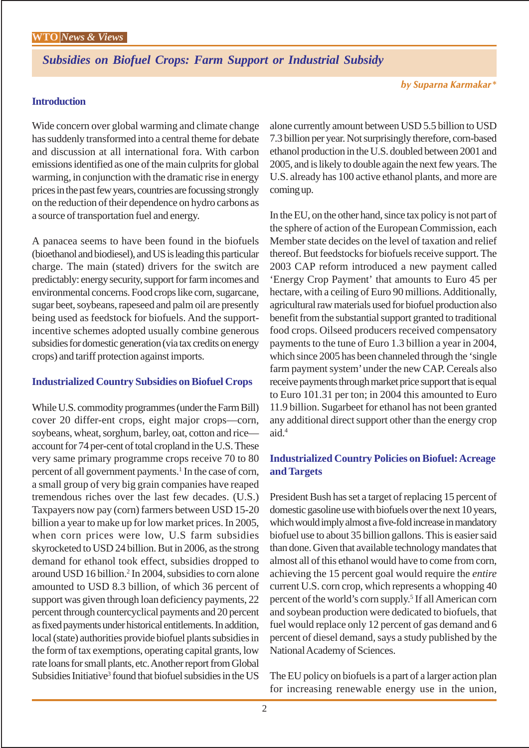## Subsidies on Biofuel Crops: Farm Support or Industrial Subsidy

*by Suparna Karmakar**

### Introduction

Wide concern over global warming and climate change has suddenly transformed into a central theme for debate and discussion at all international fora. With carbon emissions identified as one of the main culprits for global warming, in conjunction with the dramatic rise in energy prices in the past few years, countries are focussing strongly on the reduction of their dependence on hydro carbons as a source of transportation fuel and energy.

A panacea seems to have been found in the biofuels (bioethanol and biodiesel), and US is leading this particular charge. The main (stated) drivers for the switch are predictably: energy security, support for farm incomes and environmental concerns. Food crops like corn, sugarcane, sugar beet, soybeans, rapeseed and palm oil are presently being used as feedstock for biofuels. And the support-incentive schemes adopted usually combine generous subsidies for domestic generation (via tax credits on energy crops) and tariff protection against imports.

### Industrialized Country Subsidies on Biofuel Crops

While U.S. commodity programmes (under the Farm Bill) cover 20 differ-ent crops, eight major crops—corn, soybeans, wheat, sorghum, barley, oat, cotton and rice—account for 74 per-cent of total cropland in the U.S. These very same primary programme crops receive 70 to 80 percent of all government payments.[1] In the case of corn, a small group of very big grain companies have reaped tremendous riches over the last few decades. (U.S.) Taxpayers now pay (corn) farmers between USD 15-20 billion a year to make up for low market prices. In 2005, when corn prices were low, U.S farm subsidies skyrocketed to USD 24 billion. But in 2006, as the strong demand for ethanol took effect, subsidies dropped to around USD 16 billion.[2] In 2004, subsidies to corn alone amounted to USD 8.3 billion, of which 36 percent of support was given through loan deficiency payments, 22 percent through countercyclical payments and 20 percent as fixed payments under historical entitlements. In addition, local (state) authorities provide biofuel plants subsidies in the form of tax exemptions, operating capital grants, low rate loans for small plants, etc. Another report from Global Subsidies Initiative[3] found that biofuel subsidies in the US alone currently amount between USD 5.5 billion to USD 7.3 billion per year. Not surprisingly therefore, corn-based ethanol production in the U.S. doubled between 2001 and 2005, and is likely to double again the next few years. The U.S. already has 100 active ethanol plants, and more are coming up.

In the EU, on the other hand, since tax policy is not part of the sphere of action of the European Commission, each Member state decides on the level of taxation and relief thereof. But feedstocks for biofuels receive support. The 2003 CAP reform introduced a new payment called 'Energy Crop Payment' that amounts to Euro 45 per hectare, with a ceiling of Euro 90 millions. Additionally, agricultural raw materials used for biofuel production also benefit from the substantial support granted to traditional food crops. Oilseed producers received compensatory payments to the tune of Euro 1.3 billion a year in 2004, which since 2005 has been channeled through the 'single farm payment system' under the new CAP. Cereals also receive payments through market price support that is equal to Euro 101.31 per ton; in 2004 this amounted to Euro 11.9 billion. Sugarbeet for ethanol has not been granted any additional direct support other than the energy crop aid.[4]

### Industrialized Country Policies on Biofuel: Acreage and Targets

President Bush has set a target of replacing 15 percent of domestic gasoline use with biofuels over the next 10 years, which would imply almost a five-fold increase in mandatory biofuel use to about 35 billion gallons. This is easier said than done. Given that available technology mandates that almost all of this ethanol would have to come from corn, achieving the 15 percent goal would require the *entire* current U.S. corn crop, which represents a whopping 40 percent of the world's corn supply.[5] If all American corn and soybean production were dedicated to biofuels, that fuel would replace only 12 percent of gas demand and 6 percent of diesel demand, says a study published by the National Academy of Sciences.

The EU policy on biofuels is a part of a larger action plan for increasing renewable energy use in the union,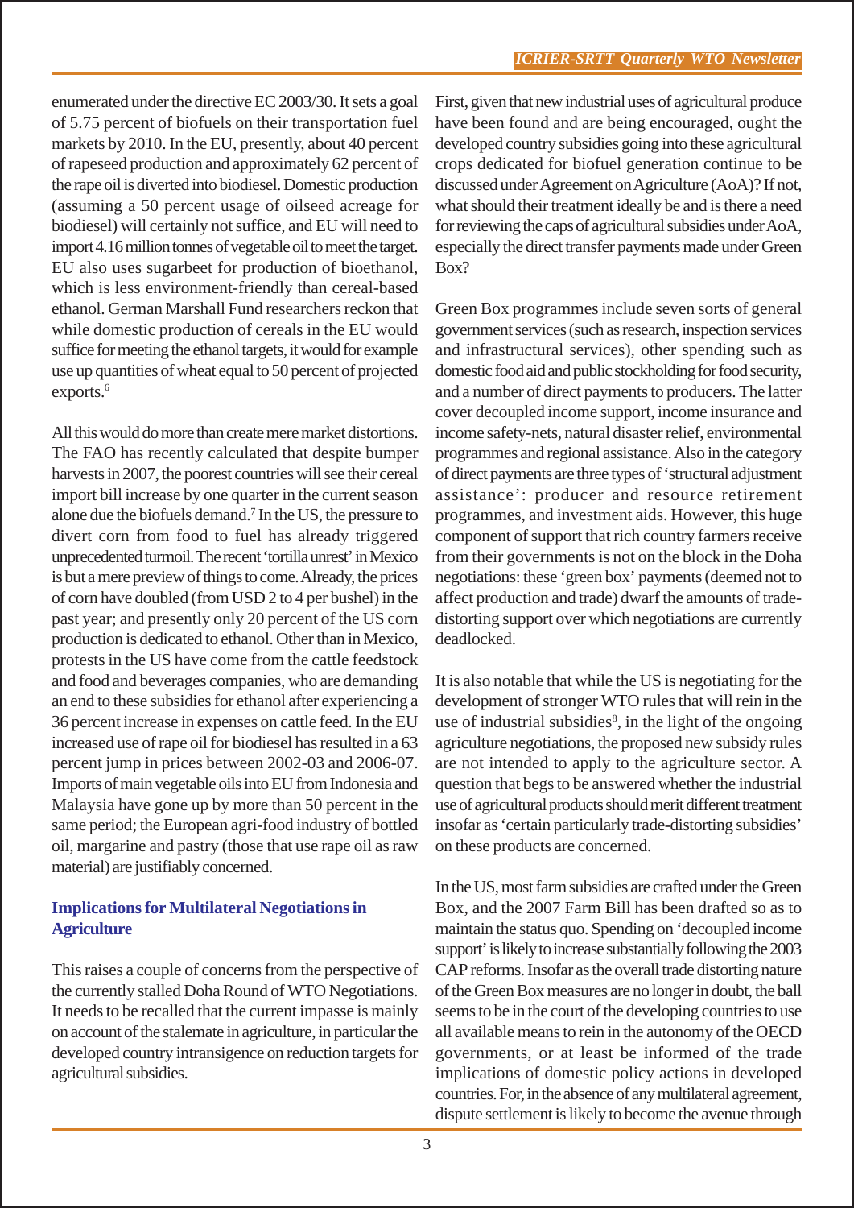enumerated under the directive EC 2003/30. It sets a goal of 5.75 percent of biofuels on their transportation fuel markets by 2010. In the EU, presently, about 40 percent of rapeseed production and approximately 62 percent of the rape oil is diverted into biodiesel. Domestic production (assuming a 50 percent usage of oilseed acreage for biodiesel) will certainly not suffice, and EU will need to import 4.16 million tonnes of vegetable oil to meet the target. EU also uses sugarbeet for production of bioethanol, which is less environment-friendly than cereal-based ethanol. German Marshall Fund researchers reckon that while domestic production of cereals in the EU would suffice for meeting the ethanol targets, it would for example use up quantities of wheat equal to 50 percent of projected exports.[6]

All this would do more than create mere market distortions. The FAO has recently calculated that despite bumper harvests in 2007, the poorest countries will see their cereal import bill increase by one quarter in the current season alone due the biofuels demand.[7] In the US, the pressure to divert corn from food to fuel has already triggered unprecedented turmoil. The recent 'tortilla unrest' in Mexico is but a mere preview of things to come. Already, the prices of corn have doubled (from USD 2 to 4 per bushel) in the past year; and presently only 20 percent of the US corn production is dedicated to ethanol. Other than in Mexico, protests in the US have come from the cattle feedstock and food and beverages companies, who are demanding an end to these subsidies for ethanol after experiencing a 36 percent increase in expenses on cattle feed. In the EU increased use of rape oil for biodiesel has resulted in a 63 percent jump in prices between 2002-03 and 2006-07. Imports of main vegetable oils into EU from Indonesia and Malaysia have gone up by more than 50 percent in the same period; the European agri-food industry of bottled oil, margarine and pastry (those that use rape oil as raw material) are justifiably concerned.

## Implications for Multilateral Negotiations in Agriculture

This raises a couple of concerns from the perspective of the currently stalled Doha Round of WTO Negotiations. It needs to be recalled that the current impasse is mainly on account of the stalemate in agriculture, in particular the developed country intransigence on reduction targets for agricultural subsidies.

First, given that new industrial uses of agricultural produce have been found and are being encouraged, ought the developed country subsidies going into these agricultural crops dedicated for biofuel generation continue to be discussed under Agreement on Agriculture (AoA)? If not, what should their treatment ideally be and is there a need for reviewing the caps of agricultural subsidies under AoA, especially the direct transfer payments made under Green Box?

Green Box programmes include seven sorts of general government services (such as research, inspection services and infrastructural services), other spending such as domestic food aid and public stockholding for food security, and a number of direct payments to producers. The latter cover decoupled income support, income insurance and income safety-nets, natural disaster relief, environmental programmes and regional assistance. Also in the category of direct payments are three types of 'structural adjustment assistance': producer and resource retirement programmes, and investment aids. However, this huge component of support that rich country farmers receive from their governments is not on the block in the Doha negotiations: these 'green box' payments (deemed not to affect production and trade) dwarf the amounts of trade-distorting support over which negotiations are currently deadlocked.

It is also notable that while the US is negotiating for the development of stronger WTO rules that will rein in the use of industrial subsidies[8], in the light of the ongoing agriculture negotiations, the proposed new subsidy rules are not intended to apply to the agriculture sector. A question that begs to be answered whether the industrial use of agricultural products should merit different treatment insofar as 'certain particularly trade-distorting subsidies' on these products are concerned.

In the US, most farm subsidies are crafted under the Green Box, and the 2007 Farm Bill has been drafted so as to maintain the status quo. Spending on 'decoupled income support' is likely to increase substantially following the 2003 CAP reforms. Insofar as the overall trade distorting nature of the Green Box measures are no longer in doubt, the ball seems to be in the court of the developing countries to use all available means to rein in the autonomy of the OECD governments, or at least be informed of the trade implications of domestic policy actions in developed countries. For, in the absence of any multilateral agreement, dispute settlement is likely to become the avenue through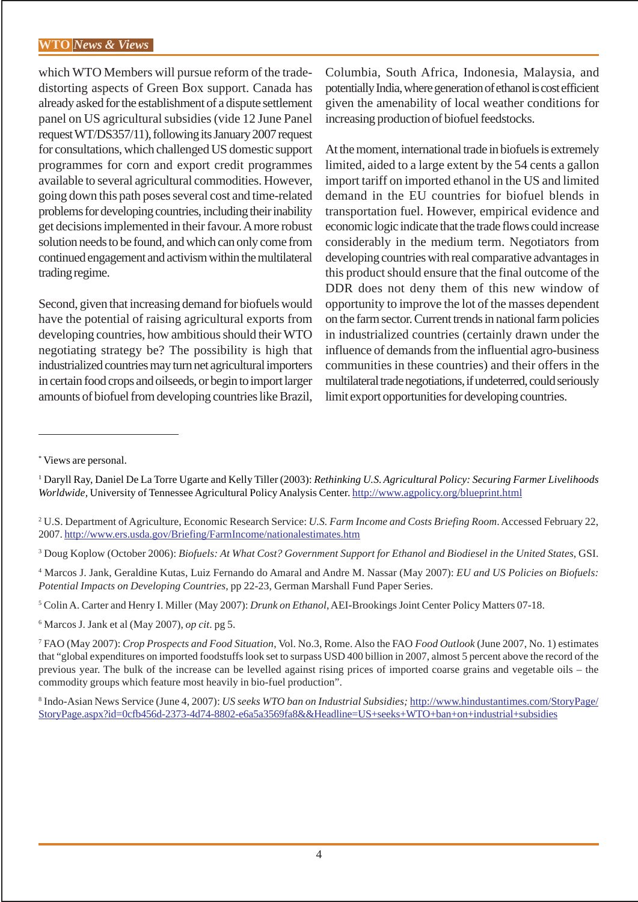which WTO Members will pursue reform of the trade-distorting aspects of Green Box support. Canada has already asked for the establishment of a dispute settlement panel on US agricultural subsidies (vide 12 June Panel request WT/DS357/11), following its January 2007 request for consultations, which challenged US domestic support programmes for corn and export credit programmes available to several agricultural commodities. However, going down this path poses several cost and time-related problems for developing countries, including their inability get decisions implemented in their favour. A more robust solution needs to be found, and which can only come from continued engagement and activism within the multilateral trading regime.

Second, given that increasing demand for biofuels would have the potential of raising agricultural exports from developing countries, how ambitious should their WTO negotiating strategy be? The possibility is high that industrialized countries may turn net agricultural importers in certain food crops and oilseeds, or begin to import larger amounts of biofuel from developing countries like Brazil, Columbia, South Africa, Indonesia, Malaysia, and potentially India, where generation of ethanol is cost efficient given the amenability of local weather conditions for increasing production of biofuel feedstocks.

At the moment, international trade in biofuels is extremely limited, aided to a large extent by the 54 cents a gallon import tariff on imported ethanol in the US and limited demand in the EU countries for biofuel blends in transportation fuel. However, empirical evidence and economic logic indicate that the trade flows could increase considerably in the medium term. Negotiators from developing countries with real comparative advantages in this product should ensure that the final outcome of the DDR does not deny them of this new window of opportunity to improve the lot of the masses dependent on the farm sector. Current trends in national farm policies in industrialized countries (certainly drawn under the influence of demands from the influential agro-business communities in these countries) and their offers in the multilateral trade negotiations, if undeterred, could seriously limit export opportunities for developing countries.

---

[*] Views are personal.

[1] Daryll Ray, Daniel De La Torre Ugarte and Kelly Tiller (2003): *Rethinking U.S. Agricultural Policy: Securing Farmer Livelihoods Worldwide*, University of Tennessee Agricultural Policy Analysis Center. http://www.agpolicy.org/blueprint.html

[2] U.S. Department of Agriculture, Economic Research Service: *U.S. Farm Income and Costs Briefing Room*. Accessed February 22, 2007. http://www.ers.usda.gov/Briefing/FarmIncome/nationalestimates.htm

[3] Doug Koplow (October 2006): *Biofuels: At What Cost? Government Support for Ethanol and Biodiesel in the United States*, GSI.

[4] Marcos J. Jank, Geraldine Kutas, Luiz Fernando do Amaral and Andre M. Nassar (May 2007): *EU and US Policies on Biofuels: Potential Impacts on Developing Countries*, pp 22-23, German Marshall Fund Paper Series.

[5] Colin A. Carter and Henry I. Miller (May 2007): *Drunk on Ethanol*, AEI-Brookings Joint Center Policy Matters 07-18.

[6] Marcos J. Jank et al (May 2007), *op cit*. pg 5.

[7] FAO (May 2007): *Crop Prospects and Food Situation*, Vol. No.3, Rome. Also the FAO *Food Outlook* (June 2007, No. 1) estimates that "global expenditures on imported foodstuffs look set to surpass USD 400 billion in 2007, almost 5 percent above the record of the previous year. The bulk of the increase can be levelled against rising prices of imported coarse grains and vegetable oils – the commodity groups which feature most heavily in bio-fuel production".

[8] Indo-Asian News Service (June 4, 2007): *US seeks WTO ban on Industrial Subsidies;* http://www.hindustantimes.com/StoryPage/StoryPage.aspx?id=0cfb456d-2373-4d74-8802-e6a5a3569fa8&&Headline=US+seeks+WTO+ban+on+industrial+subsidies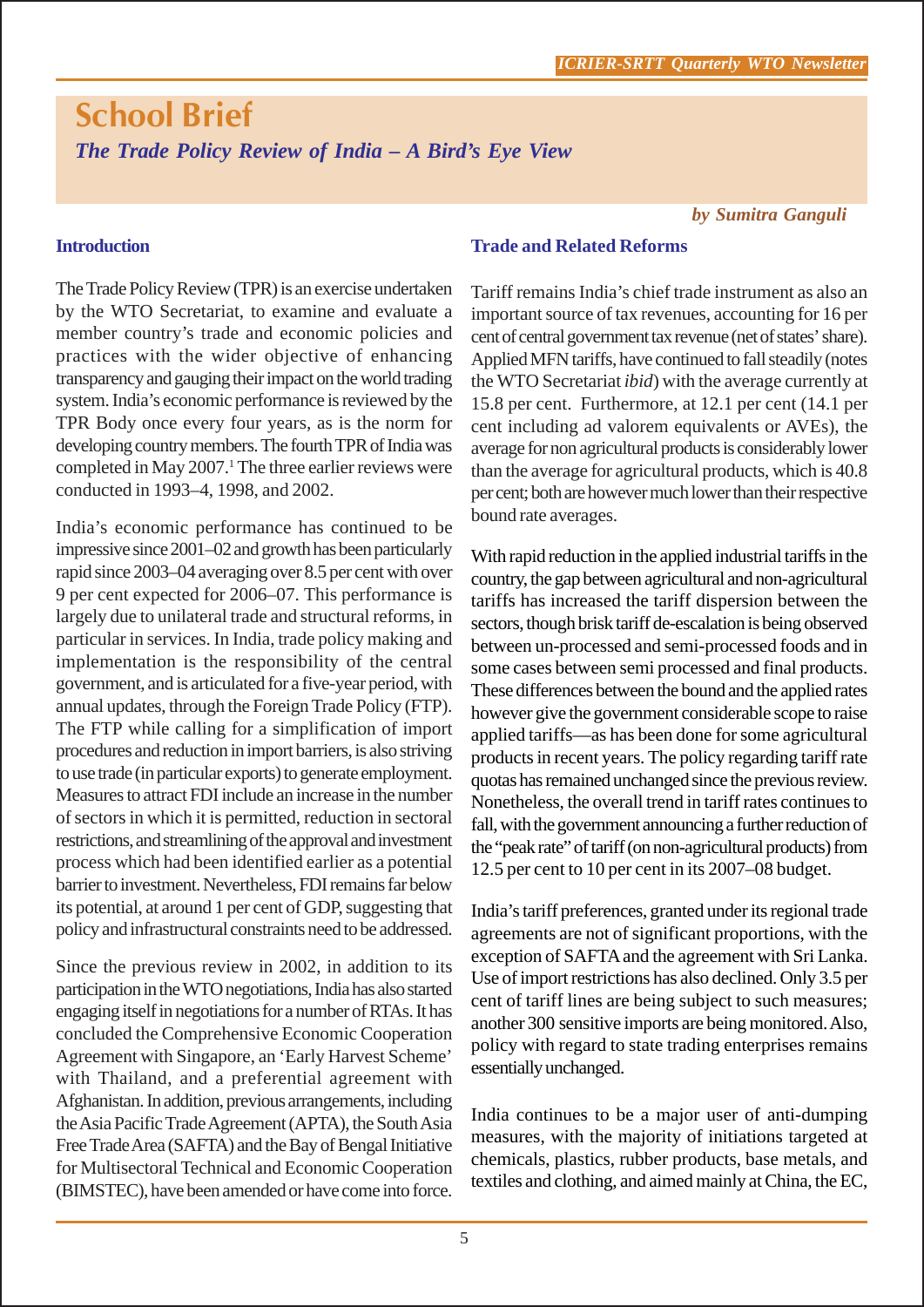# School Brief

## *The Trade Policy Review of India – A Bird's Eye View*

***by Sumitra Ganguli***

### Introduction

The Trade Policy Review (TPR) is an exercise undertaken by the WTO Secretariat, to examine and evaluate a member country's trade and economic policies and practices with the wider objective of enhancing transparency and gauging their impact on the world trading system. India's economic performance is reviewed by the TPR Body once every four years, as is the norm for developing country members. The fourth TPR of India was completed in May 2007.[1] The three earlier reviews were conducted in 1993–4, 1998, and 2002.

India's economic performance has continued to be impressive since 2001–02 and growth has been particularly rapid since 2003–04 averaging over 8.5 per cent with over 9 per cent expected for 2006–07. This performance is largely due to unilateral trade and structural reforms, in particular in services. In India, trade policy making and implementation is the responsibility of the central government, and is articulated for a five-year period, with annual updates, through the Foreign Trade Policy (FTP). The FTP while calling for a simplification of import procedures and reduction in import barriers, is also striving to use trade (in particular exports) to generate employment. Measures to attract FDI include an increase in the number of sectors in which it is permitted, reduction in sectoral restrictions, and streamlining of the approval and investment process which had been identified earlier as a potential barrier to investment. Nevertheless, FDI remains far below its potential, at around 1 per cent of GDP, suggesting that policy and infrastructural constraints need to be addressed.

Since the previous review in 2002, in addition to its participation in the WTO negotiations, India has also started engaging itself in negotiations for a number of RTAs. It has concluded the Comprehensive Economic Cooperation Agreement with Singapore, an 'Early Harvest Scheme' with Thailand, and a preferential agreement with Afghanistan. In addition, previous arrangements, including the Asia Pacific Trade Agreement (APTA), the South Asia Free Trade Area (SAFTA) and the Bay of Bengal Initiative for Multisectoral Technical and Economic Cooperation (BIMSTEC), have been amended or have come into force.

### Trade and Related Reforms

Tariff remains India's chief trade instrument as also an important source of tax revenues, accounting for 16 per cent of central government tax revenue (net of states' share). Applied MFN tariffs, have continued to fall steadily (notes the WTO Secretariat *ibid*) with the average currently at 15.8 per cent. Furthermore, at 12.1 per cent (14.1 per cent including ad valorem equivalents or AVEs), the average for non agricultural products is considerably lower than the average for agricultural products, which is 40.8 per cent; both are however much lower than their respective bound rate averages.

With rapid reduction in the applied industrial tariffs in the country, the gap between agricultural and non-agricultural tariffs has increased the tariff dispersion between the sectors, though brisk tariff de-escalation is being observed between un-processed and semi-processed foods and in some cases between semi processed and final products. These differences between the bound and the applied rates however give the government considerable scope to raise applied tariffs—as has been done for some agricultural products in recent years. The policy regarding tariff rate quotas has remained unchanged since the previous review. Nonetheless, the overall trend in tariff rates continues to fall, with the government announcing a further reduction of the "peak rate" of tariff (on non-agricultural products) from 12.5 per cent to 10 per cent in its 2007–08 budget.

India's tariff preferences, granted under its regional trade agreements are not of significant proportions, with the exception of SAFTA and the agreement with Sri Lanka. Use of import restrictions has also declined. Only 3.5 per cent of tariff lines are being subject to such measures; another 300 sensitive imports are being monitored. Also, policy with regard to state trading enterprises remains essentially unchanged.

India continues to be a major user of anti-dumping measures, with the majority of initiations targeted at chemicals, plastics, rubber products, base metals, and textiles and clothing, and aimed mainly at China, the EC,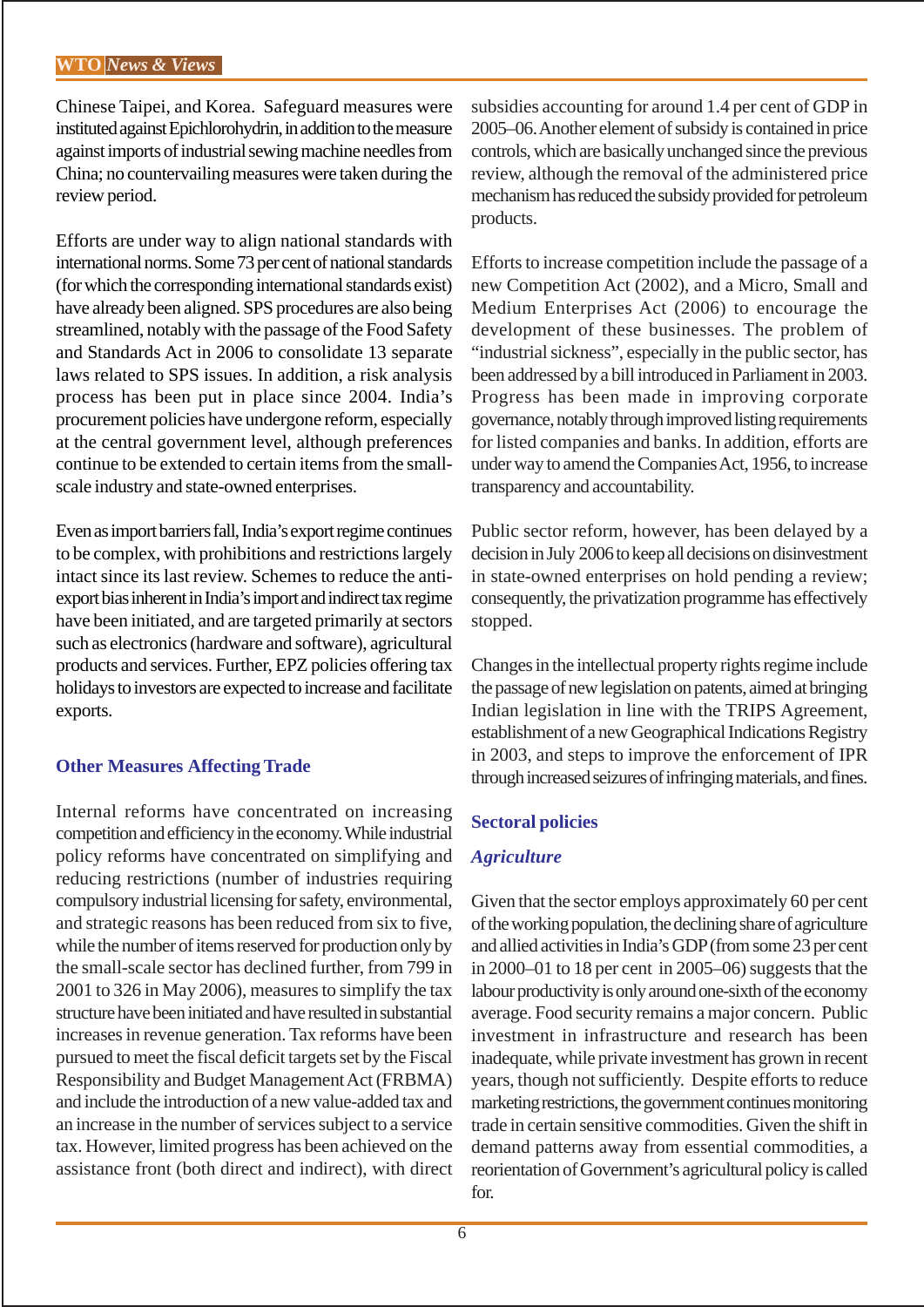Chinese Taipei, and Korea. Safeguard measures were instituted against Epichlorohydrin, in addition to the measure against imports of industrial sewing machine needles from China; no countervailing measures were taken during the review period.

Efforts are under way to align national standards with international norms. Some 73 per cent of national standards (for which the corresponding international standards exist) have already been aligned. SPS procedures are also being streamlined, notably with the passage of the Food Safety and Standards Act in 2006 to consolidate 13 separate laws related to SPS issues. In addition, a risk analysis process has been put in place since 2004. India's procurement policies have undergone reform, especially at the central government level, although preferences continue to be extended to certain items from the small-scale industry and state-owned enterprises.

Even as import barriers fall, India's export regime continues to be complex, with prohibitions and restrictions largely intact since its last review. Schemes to reduce the anti-export bias inherent in India's import and indirect tax regime have been initiated, and are targeted primarily at sectors such as electronics (hardware and software), agricultural products and services. Further, EPZ policies offering tax holidays to investors are expected to increase and facilitate exports.

## Other Measures Affecting Trade

Internal reforms have concentrated on increasing competition and efficiency in the economy. While industrial policy reforms have concentrated on simplifying and reducing restrictions (number of industries requiring compulsory industrial licensing for safety, environmental, and strategic reasons has been reduced from six to five, while the number of items reserved for production only by the small-scale sector has declined further, from 799 in 2001 to 326 in May 2006), measures to simplify the tax structure have been initiated and have resulted in substantial increases in revenue generation. Tax reforms have been pursued to meet the fiscal deficit targets set by the Fiscal Responsibility and Budget Management Act (FRBMA) and include the introduction of a new value-added tax and an increase in the number of services subject to a service tax. However, limited progress has been achieved on the assistance front (both direct and indirect), with direct subsidies accounting for around 1.4 per cent of GDP in 2005–06. Another element of subsidy is contained in price controls, which are basically unchanged since the previous review, although the removal of the administered price mechanism has reduced the subsidy provided for petroleum products.

Efforts to increase competition include the passage of a new Competition Act (2002), and a Micro, Small and Medium Enterprises Act (2006) to encourage the development of these businesses. The problem of "industrial sickness", especially in the public sector, has been addressed by a bill introduced in Parliament in 2003. Progress has been made in improving corporate governance, notably through improved listing requirements for listed companies and banks. In addition, efforts are under way to amend the Companies Act, 1956, to increase transparency and accountability.

Public sector reform, however, has been delayed by a decision in July 2006 to keep all decisions on disinvestment in state-owned enterprises on hold pending a review; consequently, the privatization programme has effectively stopped.

Changes in the intellectual property rights regime include the passage of new legislation on patents, aimed at bringing Indian legislation in line with the TRIPS Agreement, establishment of a new Geographical Indications Registry in 2003, and steps to improve the enforcement of IPR through increased seizures of infringing materials, and fines.

## Sectoral policies

### *Agriculture*

Given that the sector employs approximately 60 per cent of the working population, the declining share of agriculture and allied activities in India's GDP (from some 23 per cent in 2000–01 to 18 per cent in 2005–06) suggests that the labour productivity is only around one-sixth of the economy average. Food security remains a major concern. Public investment in infrastructure and research has been inadequate, while private investment has grown in recent years, though not sufficiently. Despite efforts to reduce marketing restrictions, the government continues monitoring trade in certain sensitive commodities. Given the shift in demand patterns away from essential commodities, a reorientation of Government's agricultural policy is called for.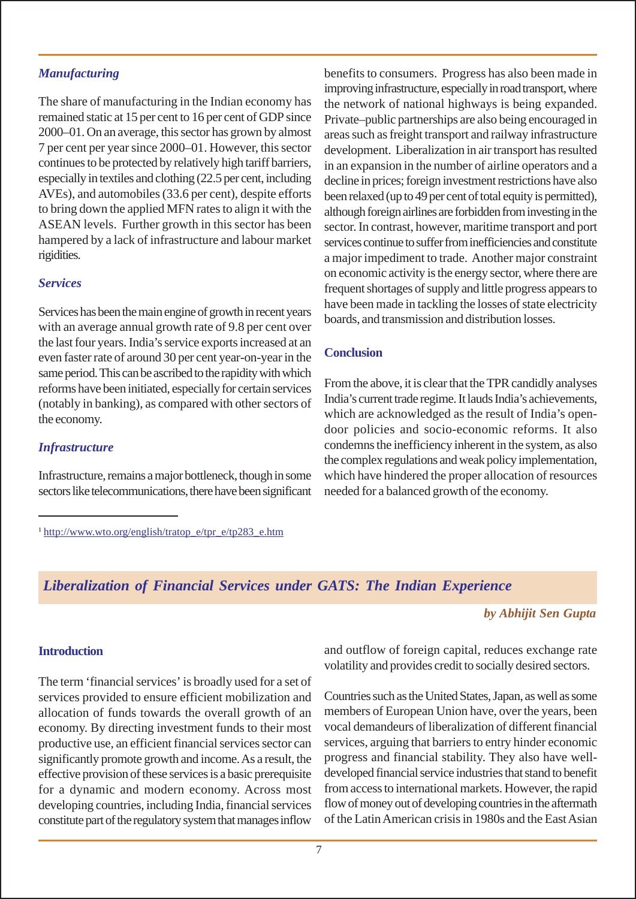### *Manufacturing*

The share of manufacturing in the Indian economy has remained static at 15 per cent to 16 per cent of GDP since 2000–01. On an average, this sector has grown by almost 7 per cent per year since 2000–01. However, this sector continues to be protected by relatively high tariff barriers, especially in textiles and clothing (22.5 per cent, including AVEs), and automobiles (33.6 per cent), despite efforts to bring down the applied MFN rates to align it with the ASEAN levels. Further growth in this sector has been hampered by a lack of infrastructure and labour market rigidities.

### *Services*

Services has been the main engine of growth in recent years with an average annual growth rate of 9.8 per cent over the last four years. India's service exports increased at an even faster rate of around 30 per cent year-on-year in the same period. This can be ascribed to the rapidity with which reforms have been initiated, especially for certain services (notably in banking), as compared with other sectors of the economy.

### *Infrastructure*

Infrastructure, remains a major bottleneck, though in some sectors like telecommunications, there have been significant benefits to consumers. Progress has also been made in improving infrastructure, especially in road transport, where the network of national highways is being expanded. Private–public partnerships are also being encouraged in areas such as freight transport and railway infrastructure development. Liberalization in air transport has resulted in an expansion in the number of airline operators and a decline in prices; foreign investment restrictions have also been relaxed (up to 49 per cent of total equity is permitted), although foreign airlines are forbidden from investing in the sector. In contrast, however, maritime transport and port services continue to suffer from inefficiencies and constitute a major impediment to trade. Another major constraint on economic activity is the energy sector, where there are frequent shortages of supply and little progress appears to have been made in tackling the losses of state electricity boards, and transmission and distribution losses.

### Conclusion

From the above, it is clear that the TPR candidly analyses India's current trade regime. It lauds India's achievements, which are acknowledged as the result of India's open-door policies and socio-economic reforms. It also condemns the inefficiency inherent in the system, as also the complex regulations and weak policy implementation, which have hindered the proper allocation of resources needed for a balanced growth of the economy.

[1] http://www.wto.org/english/tratop_e/tpr_e/tp283_e.htm

## *Liberalization of Financial Services under GATS: The Indian Experience*

***by Abhijit Sen Gupta***

### Introduction

The term 'financial services' is broadly used for a set of services provided to ensure efficient mobilization and allocation of funds towards the overall growth of an economy. By directing investment funds to their most productive use, an efficient financial services sector can significantly promote growth and income. As a result, the effective provision of these services is a basic prerequisite for a dynamic and modern economy. Across most developing countries, including India, financial services constitute part of the regulatory system that manages inflow and outflow of foreign capital, reduces exchange rate volatility and provides credit to socially desired sectors.

Countries such as the United States, Japan, as well as some members of European Union have, over the years, been vocal demandeurs of liberalization of different financial services, arguing that barriers to entry hinder economic progress and financial stability. They also have well-developed financial service industries that stand to benefit from access to international markets. However, the rapid flow of money out of developing countries in the aftermath of the Latin American crisis in 1980s and the East Asian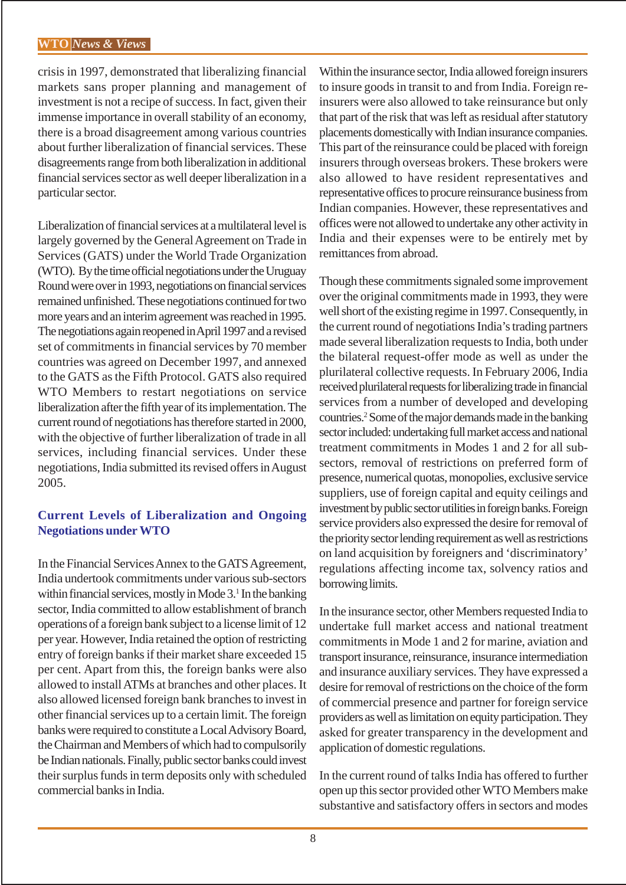crisis in 1997, demonstrated that liberalizing financial markets sans proper planning and management of investment is not a recipe of success. In fact, given their immense importance in overall stability of an economy, there is a broad disagreement among various countries about further liberalization of financial services. These disagreements range from both liberalization in additional financial services sector as well deeper liberalization in a particular sector.

Liberalization of financial services at a multilateral level is largely governed by the General Agreement on Trade in Services (GATS) under the World Trade Organization (WTO). By the time official negotiations under the Uruguay Round were over in 1993, negotiations on financial services remained unfinished. These negotiations continued for two more years and an interim agreement was reached in 1995. The negotiations again reopened in April 1997 and a revised set of commitments in financial services by 70 member countries was agreed on December 1997, and annexed to the GATS as the Fifth Protocol. GATS also required WTO Members to restart negotiations on service liberalization after the fifth year of its implementation. The current round of negotiations has therefore started in 2000, with the objective of further liberalization of trade in all services, including financial services. Under these negotiations, India submitted its revised offers in August 2005.

## Current Levels of Liberalization and Ongoing Negotiations under WTO

In the Financial Services Annex to the GATS Agreement, India undertook commitments under various sub-sectors within financial services, mostly in Mode 3.[1] In the banking sector, India committed to allow establishment of branch operations of a foreign bank subject to a license limit of 12 per year. However, India retained the option of restricting entry of foreign banks if their market share exceeded 15 per cent. Apart from this, the foreign banks were also allowed to install ATMs at branches and other places. It also allowed licensed foreign bank branches to invest in other financial services up to a certain limit. The foreign banks were required to constitute a Local Advisory Board, the Chairman and Members of which had to compulsorily be Indian nationals. Finally, public sector banks could invest their surplus funds in term deposits only with scheduled commercial banks in India.

Within the insurance sector, India allowed foreign insurers to insure goods in transit to and from India. Foreign re-insurers were also allowed to take reinsurance but only that part of the risk that was left as residual after statutory placements domestically with Indian insurance companies. This part of the reinsurance could be placed with foreign insurers through overseas brokers. These brokers were also allowed to have resident representatives and representative offices to procure reinsurance business from Indian companies. However, these representatives and offices were not allowed to undertake any other activity in India and their expenses were to be entirely met by remittances from abroad.

Though these commitments signaled some improvement over the original commitments made in 1993, they were well short of the existing regime in 1997. Consequently, in the current round of negotiations India's trading partners made several liberalization requests to India, both under the bilateral request-offer mode as well as under the plurilateral collective requests. In February 2006, India received plurilateral requests for liberalizing trade in financial services from a number of developed and developing countries.[2] Some of the major demands made in the banking sector included: undertaking full market access and national treatment commitments in Modes 1 and 2 for all sub-sectors, removal of restrictions on preferred form of presence, numerical quotas, monopolies, exclusive service suppliers, use of foreign capital and equity ceilings and investment by public sector utilities in foreign banks. Foreign service providers also expressed the desire for removal of the priority sector lending requirement as well as restrictions on land acquisition by foreigners and 'discriminatory' regulations affecting income tax, solvency ratios and borrowing limits.

In the insurance sector, other Members requested India to undertake full market access and national treatment commitments in Mode 1 and 2 for marine, aviation and transport insurance, reinsurance, insurance intermediation and insurance auxiliary services. They have expressed a desire for removal of restrictions on the choice of the form of commercial presence and partner for foreign service providers as well as limitation on equity participation. They asked for greater transparency in the development and application of domestic regulations.

In the current round of talks India has offered to further open up this sector provided other WTO Members make substantive and satisfactory offers in sectors and modes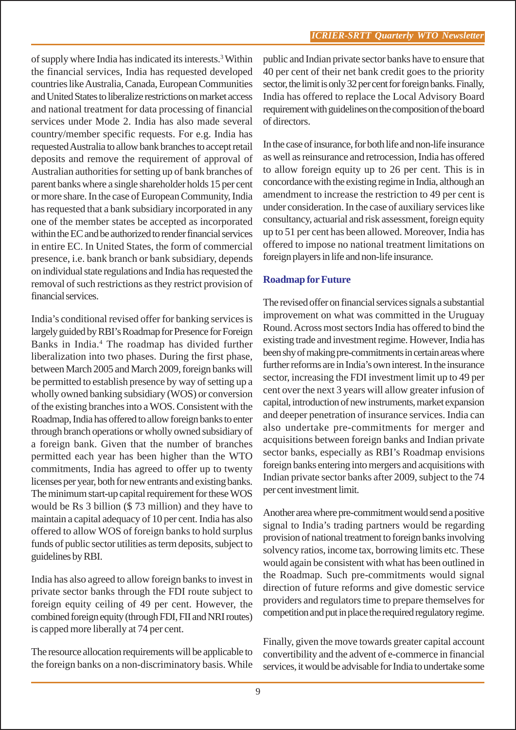of supply where India has indicated its interests.[3] Within the financial services, India has requested developed countries like Australia, Canada, European Communities and United States to liberalize restrictions on market access and national treatment for data processing of financial services under Mode 2. India has also made several country/member specific requests. For e.g. India has requested Australia to allow bank branches to accept retail deposits and remove the requirement of approval of Australian authorities for setting up of bank branches of parent banks where a single shareholder holds 15 per cent or more share. In the case of European Community, India has requested that a bank subsidiary incorporated in any one of the member states be accepted as incorporated within the EC and be authorized to render financial services in entire EC. In United States, the form of commercial presence, i.e. bank branch or bank subsidiary, depends on individual state regulations and India has requested the removal of such restrictions as they restrict provision of financial services.

India's conditional revised offer for banking services is largely guided by RBI's Roadmap for Presence for Foreign Banks in India.[4] The roadmap has divided further liberalization into two phases. During the first phase, between March 2005 and March 2009, foreign banks will be permitted to establish presence by way of setting up a wholly owned banking subsidiary (WOS) or conversion of the existing branches into a WOS. Consistent with the Roadmap, India has offered to allow foreign banks to enter through branch operations or wholly owned subsidiary of a foreign bank. Given that the number of branches permitted each year has been higher than the WTO commitments, India has agreed to offer up to twenty licenses per year, both for new entrants and existing banks. The minimum start-up capital requirement for these WOS would be Rs 3 billion ($ 73 million) and they have to maintain a capital adequacy of 10 per cent. India has also offered to allow WOS of foreign banks to hold surplus funds of public sector utilities as term deposits, subject to guidelines by RBI.

India has also agreed to allow foreign banks to invest in private sector banks through the FDI route subject to foreign equity ceiling of 49 per cent. However, the combined foreign equity (through FDI, FII and NRI routes) is capped more liberally at 74 per cent.

The resource allocation requirements will be applicable to the foreign banks on a non-discriminatory basis. While public and Indian private sector banks have to ensure that 40 per cent of their net bank credit goes to the priority sector, the limit is only 32 per cent for foreign banks. Finally, India has offered to replace the Local Advisory Board requirement with guidelines on the composition of the board of directors.

In the case of insurance, for both life and non-life insurance as well as reinsurance and retrocession, India has offered to allow foreign equity up to 26 per cent. This is in concordance with the existing regime in India, although an amendment to increase the restriction to 49 per cent is under consideration. In the case of auxiliary services like consultancy, actuarial and risk assessment, foreign equity up to 51 per cent has been allowed. Moreover, India has offered to impose no national treatment limitations on foreign players in life and non-life insurance.

### Roadmap for Future

The revised offer on financial services signals a substantial improvement on what was committed in the Uruguay Round. Across most sectors India has offered to bind the existing trade and investment regime. However, India has been shy of making pre-commitments in certain areas where further reforms are in India's own interest. In the insurance sector, increasing the FDI investment limit up to 49 per cent over the next 3 years will allow greater infusion of capital, introduction of new instruments, market expansion and deeper penetration of insurance services. India can also undertake pre-commitments for merger and acquisitions between foreign banks and Indian private sector banks, especially as RBI's Roadmap envisions foreign banks entering into mergers and acquisitions with Indian private sector banks after 2009, subject to the 74 per cent investment limit.

Another area where pre-commitment would send a positive signal to India's trading partners would be regarding provision of national treatment to foreign banks involving solvency ratios, income tax, borrowing limits etc. These would again be consistent with what has been outlined in the Roadmap. Such pre-commitments would signal direction of future reforms and give domestic service providers and regulators time to prepare themselves for competition and put in place the required regulatory regime.

Finally, given the move towards greater capital account convertibility and the advent of e-commerce in financial services, it would be advisable for India to undertake some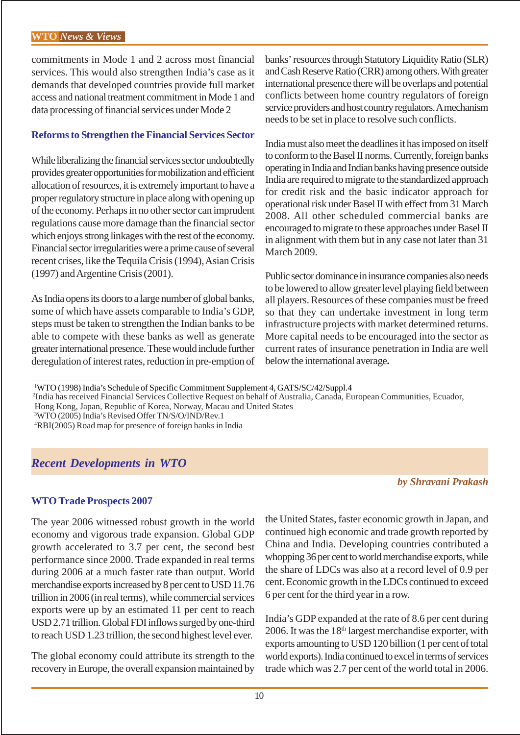commitments in Mode 1 and 2 across most financial services. This would also strengthen India's case as it demands that developed countries provide full market access and national treatment commitment in Mode 1 and data processing of financial services under Mode 2

### Reforms to Strengthen the Financial Services Sector

While liberalizing the financial services sector undoubtedly provides greater opportunities for mobilization and efficient allocation of resources, it is extremely important to have a proper regulatory structure in place along with opening up of the economy. Perhaps in no other sector can imprudent regulations cause more damage than the financial sector which enjoys strong linkages with the rest of the economy. Financial sector irregularities were a prime cause of several recent crises, like the Tequila Crisis (1994), Asian Crisis (1997) and Argentine Crisis (2001).

As India opens its doors to a large number of global banks, some of which have assets comparable to India's GDP, steps must be taken to strengthen the Indian banks to be able to compete with these banks as well as generate greater international presence. These would include further deregulation of interest rates, reduction in pre-emption of banks' resources through Statutory Liquidity Ratio (SLR) and Cash Reserve Ratio (CRR) among others. With greater international presence there will be overlaps and potential conflicts between home country regulators of foreign service providers and host country regulators. A mechanism needs to be set in place to resolve such conflicts.

India must also meet the deadlines it has imposed on itself to conform to the Basel II norms. Currently, foreign banks operating in India and Indian banks having presence outside India are required to migrate to the standardized approach for credit risk and the basic indicator approach for operational risk under Basel II with effect from 31 March 2008. All other scheduled commercial banks are encouraged to migrate to these approaches under Basel II in alignment with them but in any case not later than 31 March 2009.

Public sector dominance in insurance companies also needs to be lowered to allow greater level playing field between all players. Resources of these companies must be freed so that they can undertake investment in long term infrastructure projects with market determined returns. More capital needs to be encouraged into the sector as current rates of insurance penetration in India are well below the international average.

---

[1]WTO (1998) India's Schedule of Specific Commitment Supplement 4, GATS/SC/42/Suppl.4

[2]India has received Financial Services Collective Request on behalf of Australia, Canada, European Communities, Ecuador, Hong Kong, Japan, Republic of Korea, Norway, Macau and United States

[3]WTO (2005) India's Revised Offer TN/S/O/IND/Rev.1

[4]RBI(2005) Road map for presence of foreign banks in India

## *Recent Developments in WTO*

***by Shravani Prakash***

### WTO Trade Prospects 2007

The year 2006 witnessed robust growth in the world economy and vigorous trade expansion. Global GDP growth accelerated to 3.7 per cent, the second best performance since 2000. Trade expanded in real terms during 2006 at a much faster rate than output. World merchandise exports increased by 8 per cent to USD 11.76 trillion in 2006 (in real terms), while commercial services exports were up by an estimated 11 per cent to reach USD 2.71 trillion. Global FDI inflows surged by one-third to reach USD 1.23 trillion, the second highest level ever.

The global economy could attribute its strength to the recovery in Europe, the overall expansion maintained by the United States, faster economic growth in Japan, and continued high economic and trade growth reported by China and India. Developing countries contributed a whopping 36 per cent to world merchandise exports, while the share of LDCs was also at a record level of 0.9 per cent. Economic growth in the LDCs continued to exceed 6 per cent for the third year in a row.

India's GDP expanded at the rate of 8.6 per cent during 2006. It was the 18$^{th}$ largest merchandise exporter, with exports amounting to USD 120 billion (1 per cent of total world exports). India continued to excel in terms of services trade which was 2.7 per cent of the world total in 2006.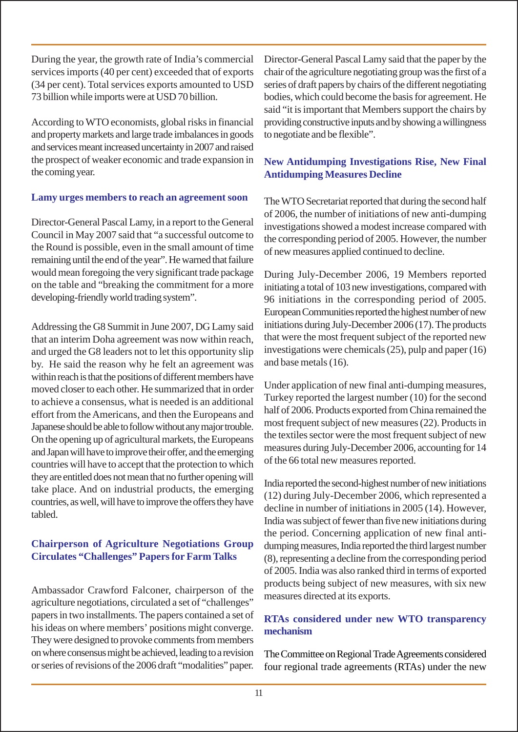During the year, the growth rate of India's commercial services imports (40 per cent) exceeded that of exports (34 per cent). Total services exports amounted to USD 73 billion while imports were at USD 70 billion.

According to WTO economists, global risks in financial and property markets and large trade imbalances in goods and services meant increased uncertainty in 2007 and raised the prospect of weaker economic and trade expansion in the coming year.

### Lamy urges members to reach an agreement soon

Director-General Pascal Lamy, in a report to the General Council in May 2007 said that "a successful outcome to the Round is possible, even in the small amount of time remaining until the end of the year". He warned that failure would mean foregoing the very significant trade package on the table and "breaking the commitment for a more developing-friendly world trading system".

Addressing the G8 Summit in June 2007, DG Lamy said that an interim Doha agreement was now within reach, and urged the G8 leaders not to let this opportunity slip by. He said the reason why he felt an agreement was within reach is that the positions of different members have moved closer to each other. He summarized that in order to achieve a consensus, what is needed is an additional effort from the Americans, and then the Europeans and Japanese should be able to follow without any major trouble. On the opening up of agricultural markets, the Europeans and Japan will have to improve their offer, and the emerging countries will have to accept that the protection to which they are entitled does not mean that no further opening will take place. And on industrial products, the emerging countries, as well, will have to improve the offers they have tabled.

### Chairperson of Agriculture Negotiations Group Circulates "Challenges" Papers for Farm Talks

Ambassador Crawford Falconer, chairperson of the agriculture negotiations, circulated a set of "challenges" papers in two installments. The papers contained a set of his ideas on where members' positions might converge. They were designed to provoke comments from members on where consensus might be achieved, leading to a revision or series of revisions of the 2006 draft "modalities" paper.

Director-General Pascal Lamy said that the paper by the chair of the agriculture negotiating group was the first of a series of draft papers by chairs of the different negotiating bodies, which could become the basis for agreement. He said "it is important that Members support the chairs by providing constructive inputs and by showing a willingness to negotiate and be flexible".

### New Antidumping Investigations Rise, New Final Antidumping Measures Decline

The WTO Secretariat reported that during the second half of 2006, the number of initiations of new anti-dumping investigations showed a modest increase compared with the corresponding period of 2005. However, the number of new measures applied continued to decline.

During July-December 2006, 19 Members reported initiating a total of 103 new investigations, compared with 96 initiations in the corresponding period of 2005. European Communities reported the highest number of new initiations during July-December 2006 (17). The products that were the most frequent subject of the reported new investigations were chemicals (25), pulp and paper (16) and base metals (16).

Under application of new final anti-dumping measures, Turkey reported the largest number (10) for the second half of 2006. Products exported from China remained the most frequent subject of new measures (22). Products in the textiles sector were the most frequent subject of new measures during July-December 2006, accounting for 14 of the 66 total new measures reported.

India reported the second-highest number of new initiations (12) during July-December 2006, which represented a decline in number of initiations in 2005 (14). However, India was subject of fewer than five new initiations during the period. Concerning application of new final anti-dumping measures, India reported the third largest number (8), representing a decline from the corresponding period of 2005. India was also ranked third in terms of exported products being subject of new measures, with six new measures directed at its exports.

### RTAs considered under new WTO transparency mechanism

The Committee on Regional Trade Agreements considered four regional trade agreements (RTAs) under the new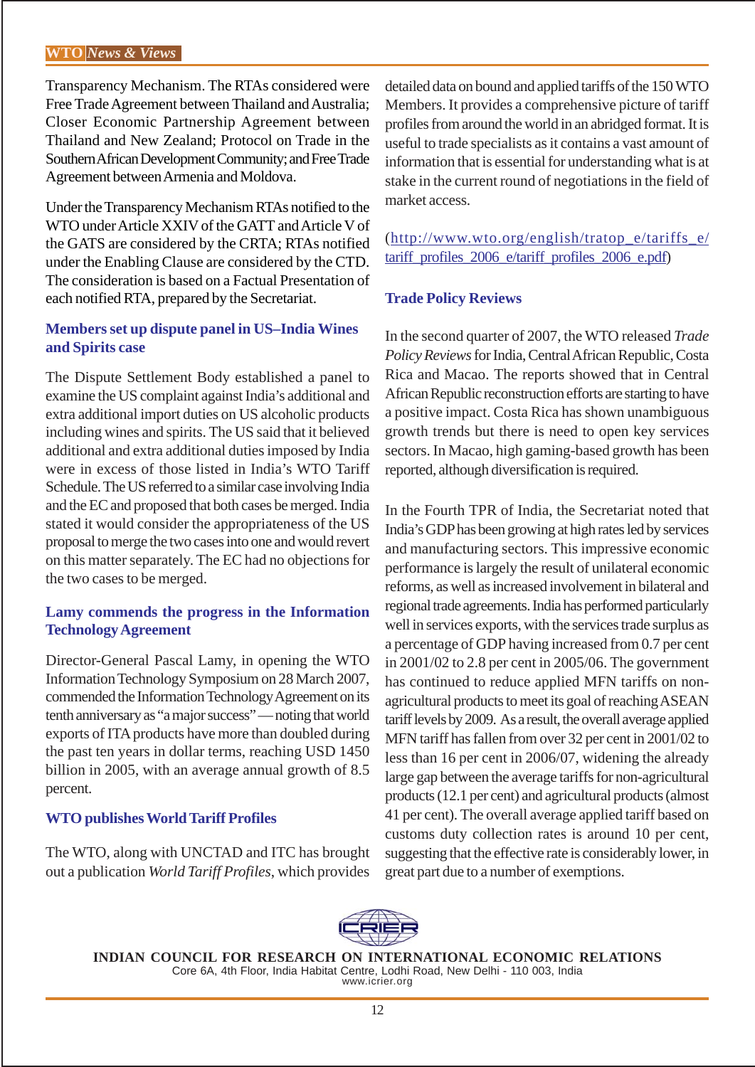Transparency Mechanism. The RTAs considered were Free Trade Agreement between Thailand and Australia; Closer Economic Partnership Agreement between Thailand and New Zealand; Protocol on Trade in the Southern African Development Community; and Free Trade Agreement between Armenia and Moldova.

Under the Transparency Mechanism RTAs notified to the WTO under Article XXIV of the GATT and Article V of the GATS are considered by the CRTA; RTAs notified under the Enabling Clause are considered by the CTD. The consideration is based on a Factual Presentation of each notified RTA, prepared by the Secretariat.

### Members set up dispute panel in US–India Wines and Spirits case

The Dispute Settlement Body established a panel to examine the US complaint against India's additional and extra additional import duties on US alcoholic products including wines and spirits. The US said that it believed additional and extra additional duties imposed by India were in excess of those listed in India's WTO Tariff Schedule. The US referred to a similar case involving India and the EC and proposed that both cases be merged. India stated it would consider the appropriateness of the US proposal to merge the two cases into one and would revert on this matter separately. The EC had no objections for the two cases to be merged.

### Lamy commends the progress in the Information Technology Agreement

Director-General Pascal Lamy, in opening the WTO Information Technology Symposium on 28 March 2007, commended the Information Technology Agreement on its tenth anniversary as "a major success" — noting that world exports of ITA products have more than doubled during the past ten years in dollar terms, reaching USD 1450 billion in 2005, with an average annual growth of 8.5 percent.

### WTO publishes World Tariff Profiles

The WTO, along with UNCTAD and ITC has brought out a publication *World Tariff Profiles*, which provides detailed data on bound and applied tariffs of the 150 WTO Members. It provides a comprehensive picture of tariff profiles from around the world in an abridged format. It is useful to trade specialists as it contains a vast amount of information that is essential for understanding what is at stake in the current round of negotiations in the field of market access.

(http://www.wto.org/english/tratop_e/tariffs_e/tariff_profiles_2006_e/tariff_profiles_2006_e.pdf)

### Trade Policy Reviews

In the second quarter of 2007, the WTO released *Trade Policy Reviews* for India, Central African Republic, Costa Rica and Macao. The reports showed that in Central African Republic reconstruction efforts are starting to have a positive impact. Costa Rica has shown unambiguous growth trends but there is need to open key services sectors. In Macao, high gaming-based growth has been reported, although diversification is required.

In the Fourth TPR of India, the Secretariat noted that India's GDP has been growing at high rates led by services and manufacturing sectors. This impressive economic performance is largely the result of unilateral economic reforms, as well as increased involvement in bilateral and regional trade agreements. India has performed particularly well in services exports, with the services trade surplus as a percentage of GDP having increased from 0.7 per cent in 2001/02 to 2.8 per cent in 2005/06. The government has continued to reduce applied MFN tariffs on non-agricultural products to meet its goal of reaching ASEAN tariff levels by 2009. As a result, the overall average applied MFN tariff has fallen from over 32 per cent in 2001/02 to less than 16 per cent in 2006/07, widening the already large gap between the average tariffs for non-agricultural products (12.1 per cent) and agricultural products (almost 41 per cent). The overall average applied tariff based on customs duty collection rates is around 10 per cent, suggesting that the effective rate is considerably lower, in great part due to a number of exemptions.

**INDIAN COUNCIL FOR RESEARCH ON INTERNATIONAL ECONOMIC RELATIONS**
Core 6A, 4th Floor, India Habitat Centre, Lodhi Road, New Delhi - 110 003, India
www.icrier.org